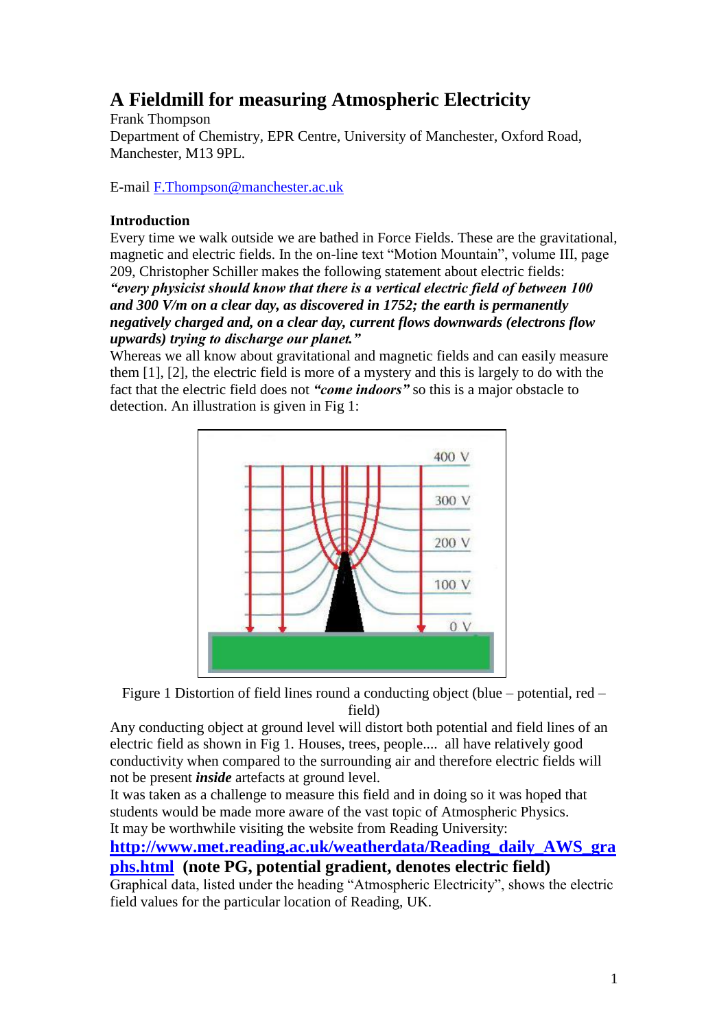# A Fieldmill for measuring Atmospheric Electricity

Frank Thompson
Department of Chemistry, EPR Centre, University of Manchester, Oxford Road, Manchester, M13 9PL.

E-mail F.Thompson@manchester.ac.uk

## Introduction

Every time we walk outside we are bathed in Force Fields. These are the gravitational, magnetic and electric fields. In the on-line text "Motion Mountain", volume III, page 209, Christopher Schiller makes the following statement about electric fields: ***"every physicist should know that there is a vertical electric field of between 100 and 300 V/m on a clear day, as discovered in 1752; the earth is permanently negatively charged and, on a clear day, current flows downwards (electrons flow upwards) trying to discharge our planet."***

Whereas we all know about gravitational and magnetic fields and can easily measure them [1], [2], the electric field is more of a mystery and this is largely to do with the fact that the electric field does not ***"come indoors"*** so this is a major obstacle to detection. An illustration is given in Fig 1:

Figure 1 Distortion of field lines round a conducting object (blue – potential, red – field)

Any conducting object at ground level will distort both potential and field lines of an electric field as shown in Fig 1. Houses, trees, people.... all have relatively good conductivity when compared to the surrounding air and therefore electric fields will not be present ***inside*** artefacts at ground level.

It was taken as a challenge to measure this field and in doing so it was hoped that students would be made more aware of the vast topic of Atmospheric Physics.

It may be worthwhile visiting the website from Reading University:
**http://www.met.reading.ac.uk/weatherdata/Reading_daily_AWS_graphs.html (note PG, potential gradient, denotes electric field)**

Graphical data, listed under the heading "Atmospheric Electricity", shows the electric field values for the particular location of Reading, UK.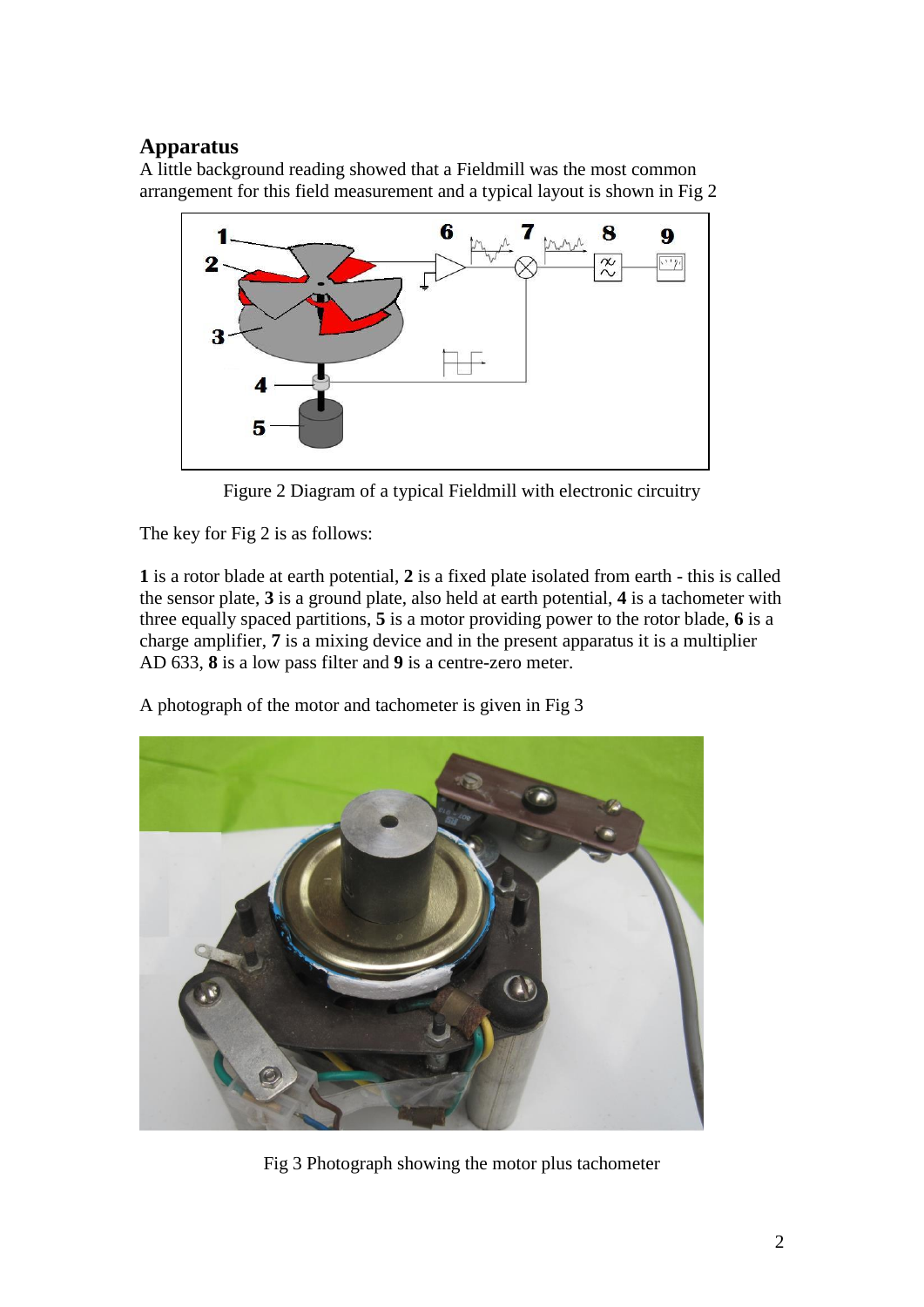## Apparatus

A little background reading showed that a Fieldmill was the most common arrangement for this field measurement and a typical layout is shown in Fig 2

Figure 2 Diagram of a typical Fieldmill with electronic circuitry

The key for Fig 2 is as follows:

**1** is a rotor blade at earth potential, **2** is a fixed plate isolated from earth - this is called the sensor plate, **3** is a ground plate, also held at earth potential, **4** is a tachometer with three equally spaced partitions, **5** is a motor providing power to the rotor blade, **6** is a charge amplifier, **7** is a mixing device and in the present apparatus it is a multiplier AD 633, **8** is a low pass filter and **9** is a centre-zero meter.

A photograph of the motor and tachometer is given in Fig 3

Fig 3 Photograph showing the motor plus tachometer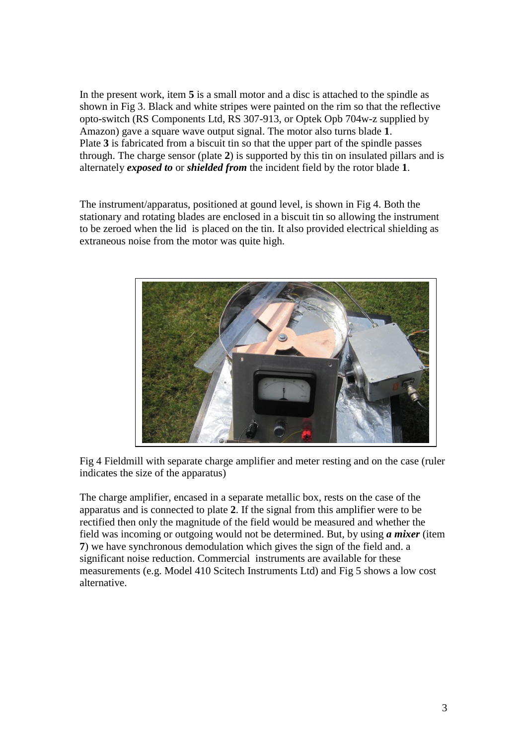In the present work, item **5** is a small motor and a disc is attached to the spindle as shown in Fig 3. Black and white stripes were painted on the rim so that the reflective opto-switch (RS Components Ltd, RS 307-913, or Optek Opb 704w-z supplied by Amazon) gave a square wave output signal. The motor also turns blade **1**.
Plate **3** is fabricated from a biscuit tin so that the upper part of the spindle passes through. The charge sensor (plate **2**) is supported by this tin on insulated pillars and is alternately ***exposed to*** or ***shielded from*** the incident field by the rotor blade **1**.

The instrument/apparatus, positioned at gound level, is shown in Fig 4. Both the stationary and rotating blades are enclosed in a biscuit tin so allowing the instrument to be zeroed when the lid is placed on the tin. It also provided electrical shielding as extraneous noise from the motor was quite high.

Fig 4 Fieldmill with separate charge amplifier and meter resting and on the case (ruler indicates the size of the apparatus)

The charge amplifier, encased in a separate metallic box, rests on the case of the apparatus and is connected to plate **2**. If the signal from this amplifier were to be rectified then only the magnitude of the field would be measured and whether the field was incoming or outgoing would not be determined. But, by using ***a mixer*** (item **7**) we have synchronous demodulation which gives the sign of the field and. a significant noise reduction. Commercial instruments are available for these measurements (e.g. Model 410 Scitech Instruments Ltd) and Fig 5 shows a low cost alternative.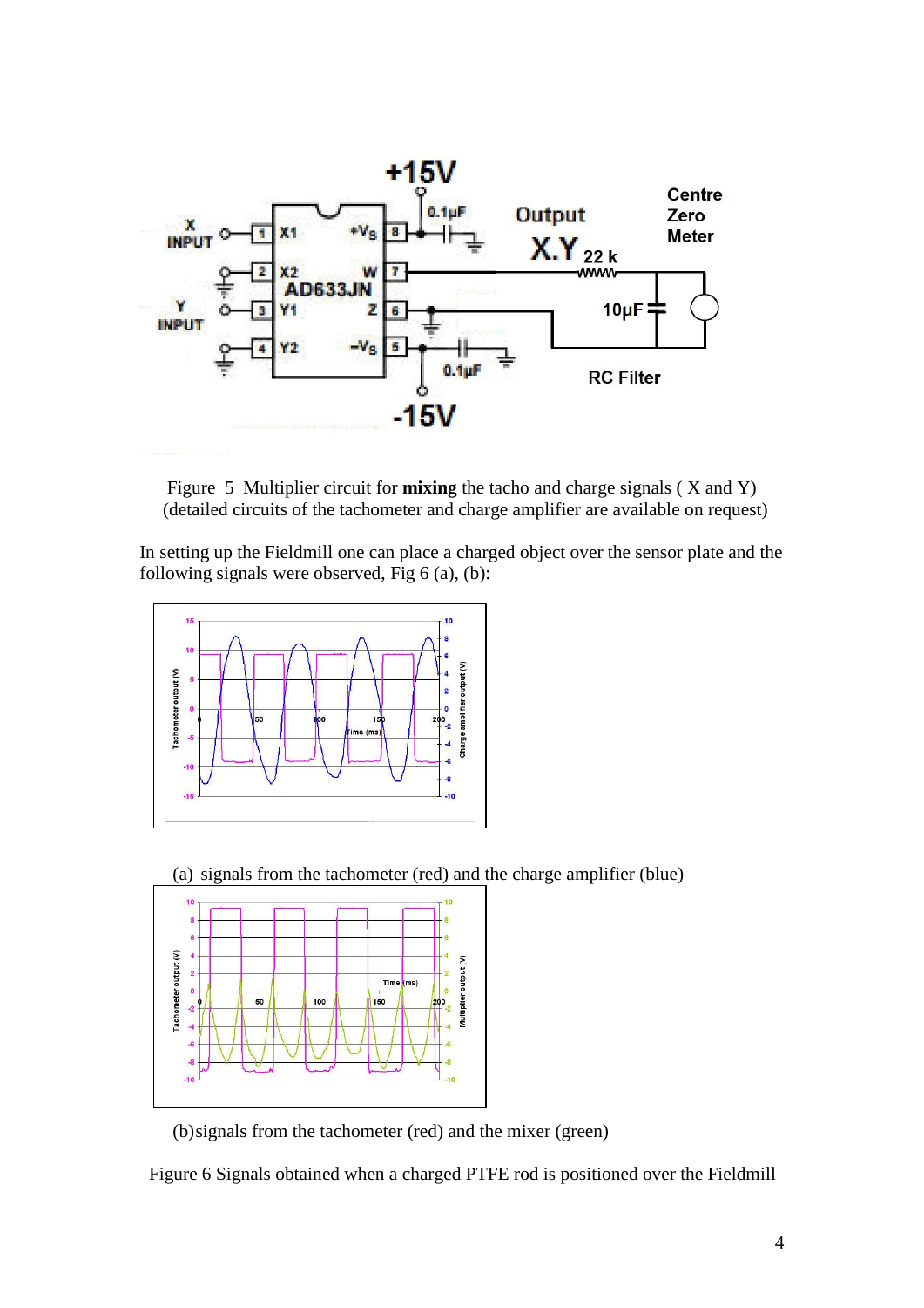Figure 5 Multiplier circuit for **mixing** the tacho and charge signals ( X and Y) (detailed circuits of the tachometer and charge amplifier are available on request)

In setting up the Fieldmill one can place a charged object over the sensor plate and the following signals were observed, Fig 6 (a), (b):

(a) signals from the tachometer (red) and the charge amplifier (blue)

(b)signals from the tachometer (red) and the mixer (green)

Figure 6 Signals obtained when a charged PTFE rod is positioned over the Fieldmill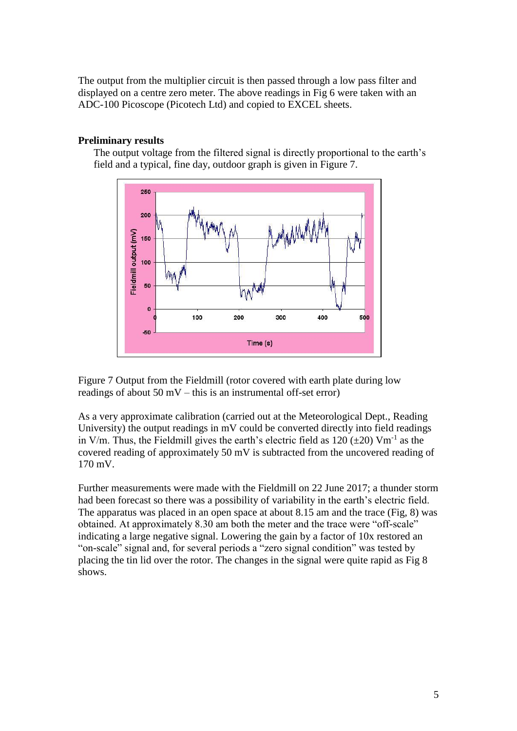The output from the multiplier circuit is then passed through a low pass filter and displayed on a centre zero meter. The above readings in Fig 6 were taken with an ADC-100 Picoscope (Picotech Ltd) and copied to EXCEL sheets.

**Preliminary results**

The output voltage from the filtered signal is directly proportional to the earth's field and a typical, fine day, outdoor graph is given in Figure 7.

Figure 7 Output from the Fieldmill (rotor covered with earth plate during low readings of about 50 mV – this is an instrumental off-set error)

As a very approximate calibration (carried out at the Meteorological Dept., Reading University) the output readings in mV could be converted directly into field readings in V/m. Thus, the Fieldmill gives the earth's electric field as 120 ($\pm$20) $Vm^{-1}$ as the covered reading of approximately 50 mV is subtracted from the uncovered reading of 170 mV.

Further measurements were made with the Fieldmill on 22 June 2017; a thunder storm had been forecast so there was a possibility of variability in the earth's electric field. The apparatus was placed in an open space at about 8.15 am and the trace (Fig, 8) was obtained. At approximately 8.30 am both the meter and the trace were "off-scale" indicating a large negative signal. Lowering the gain by a factor of 10x restored an "on-scale" signal and, for several periods a "zero signal condition" was tested by placing the tin lid over the rotor. The changes in the signal were quite rapid as Fig 8 shows.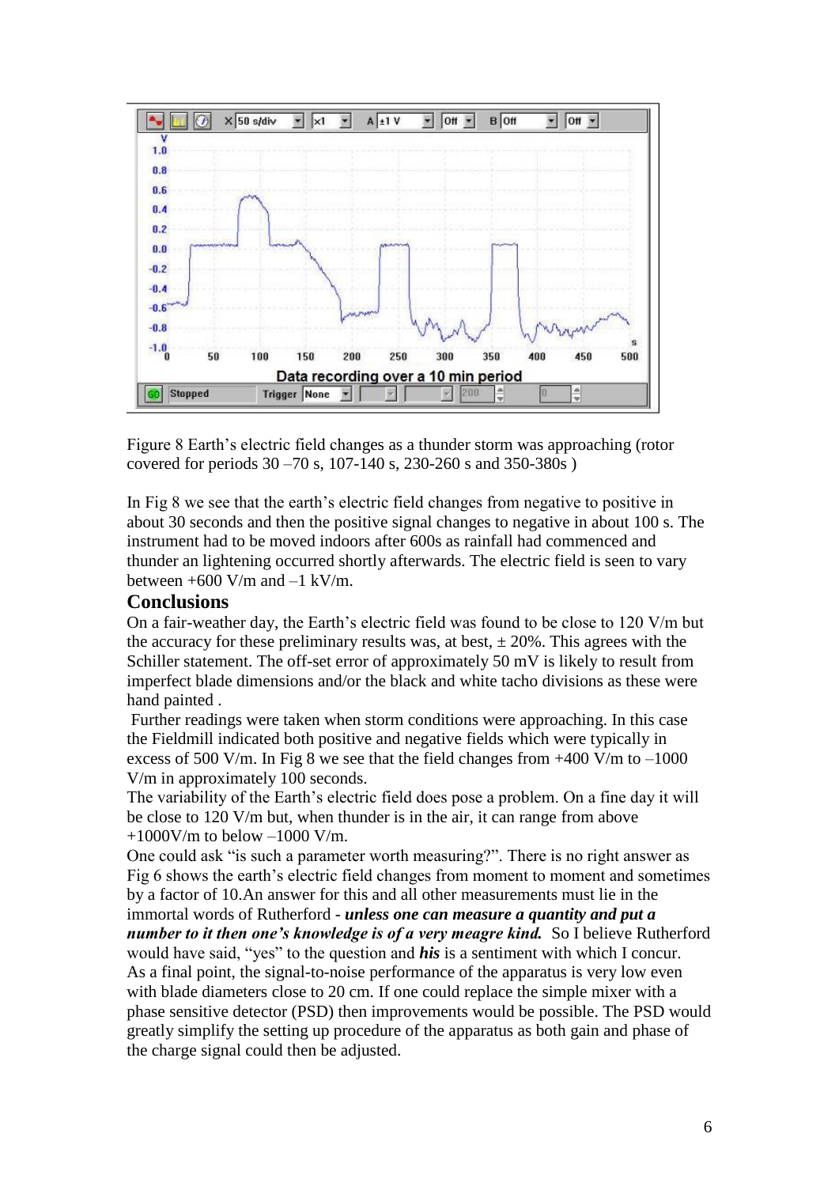Figure 8 Earth's electric field changes as a thunder storm was approaching (rotor covered for periods 30 –70 s, 107-140 s, 230-260 s and 350-380s )

In Fig 8 we see that the earth's electric field changes from negative to positive in about 30 seconds and then the positive signal changes to negative in about 100 s. The instrument had to be moved indoors after 600s as rainfall had commenced and thunder an lightening occurred shortly afterwards. The electric field is seen to vary between +600 V/m and –1 kV/m.

## Conclusions

On a fair-weather day, the Earth's electric field was found to be close to 120 V/m but the accuracy for these preliminary results was, at best, ± 20%. This agrees with the Schiller statement. The off-set error of approximately 50 mV is likely to result from imperfect blade dimensions and/or the black and white tacho divisions as these were hand painted .

Further readings were taken when storm conditions were approaching. In this case the Fieldmill indicated both positive and negative fields which were typically in excess of 500 V/m. In Fig 8 we see that the field changes from +400 V/m to –1000 V/m in approximately 100 seconds.

The variability of the Earth's electric field does pose a problem. On a fine day it will be close to 120 V/m but, when thunder is in the air, it can range from above +1000V/m to below –1000 V/m.

One could ask "is such a parameter worth measuring?". There is no right answer as Fig 6 shows the earth's electric field changes from moment to moment and sometimes by a factor of 10.An answer for this and all other measurements must lie in the immortal words of Rutherford - ***unless one can measure a quantity and put a number to it then one's knowledge is of a very meagre kind.*** So I believe Rutherford would have said, "yes" to the question and ***his*** is a sentiment with which I concur.

As a final point, the signal-to-noise performance of the apparatus is very low even with blade diameters close to 20 cm. If one could replace the simple mixer with a phase sensitive detector (PSD) then improvements would be possible. The PSD would greatly simplify the setting up procedure of the apparatus as both gain and phase of the charge signal could then be adjusted.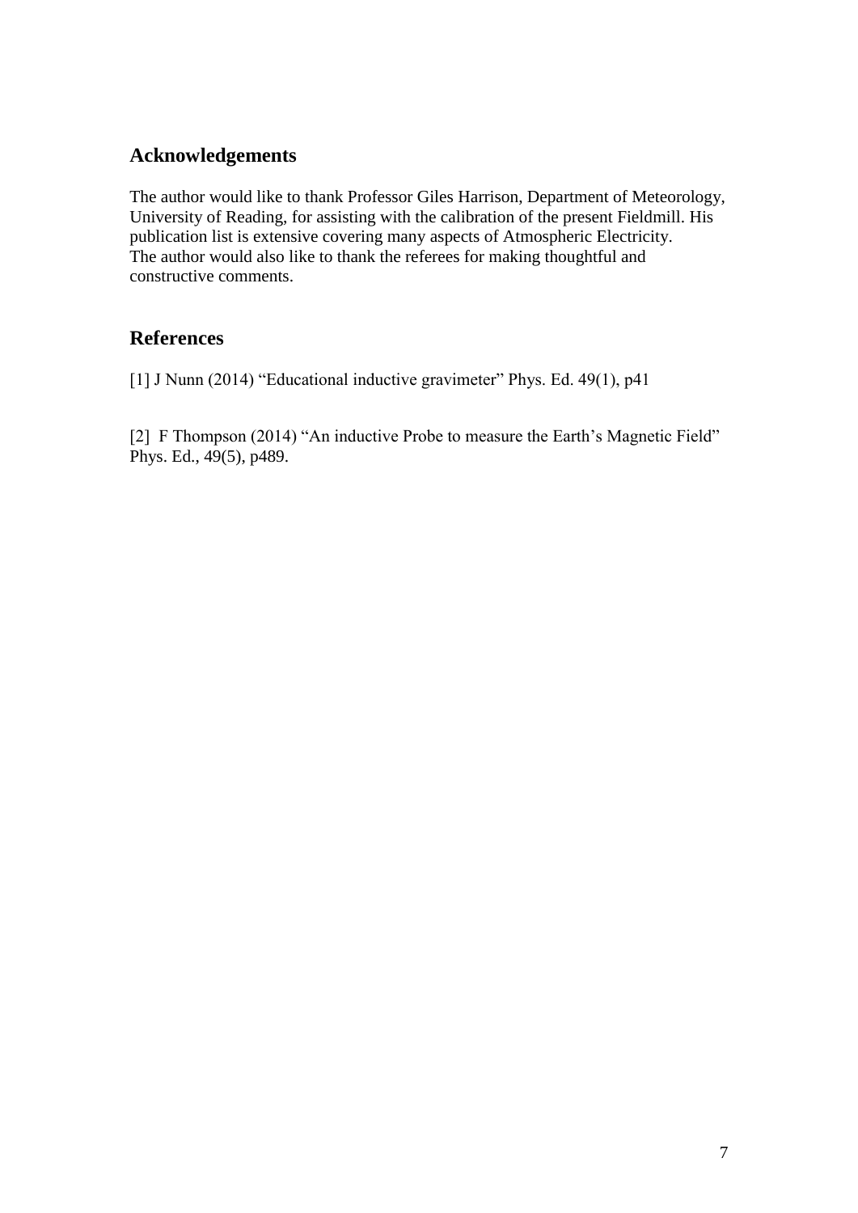## Acknowledgements

The author would like to thank Professor Giles Harrison, Department of Meteorology, University of Reading, for assisting with the calibration of the present Fieldmill. His publication list is extensive covering many aspects of Atmospheric Electricity. The author would also like to thank the referees for making thoughtful and constructive comments.

## References

[1] J Nunn (2014) "Educational inductive gravimeter" Phys. Ed. 49(1), p41

[2] F Thompson (2014) "An inductive Probe to measure the Earth's Magnetic Field" Phys. Ed., 49(5), p489.